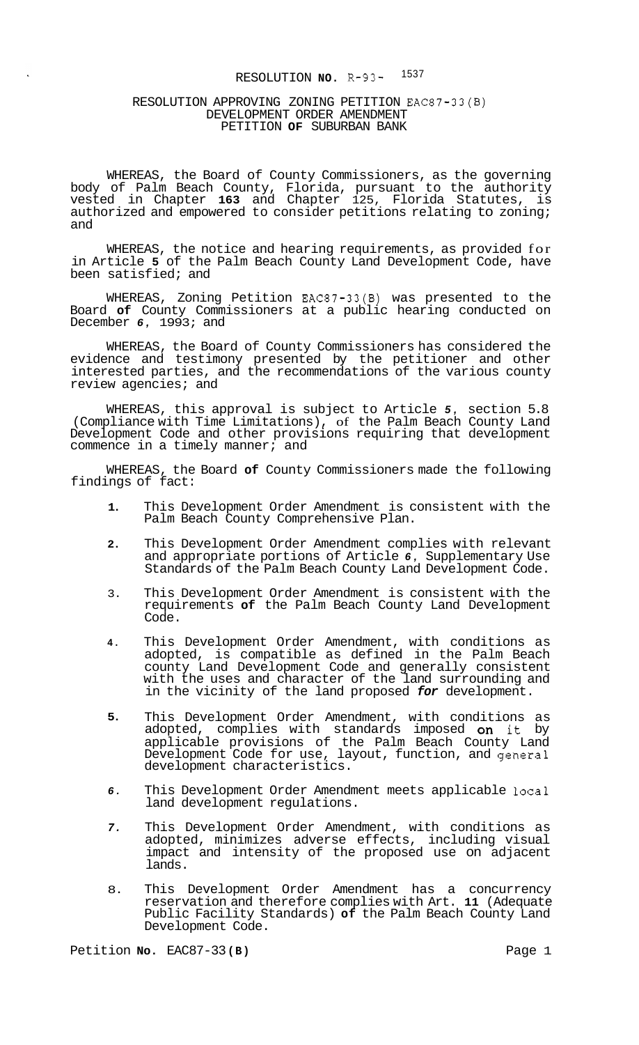RESOLUTION **NO.** R-93- 1537

RESOLUTION APPROVING ZONING PETITION EAC87-33(B)
DEVELOPMENT ORDER AMENDMENT
PETITION **OF** SUBURBAN BANK

WHEREAS, the Board of County Commissioners, as the governing body of Palm Beach County, Florida, pursuant to the authority vested in Chapter **163** and Chapter 125, Florida Statutes, is authorized and empowered to consider petitions relating to zoning; and

WHEREAS, the notice and hearing requirements, as provided for in Article **5** of the Palm Beach County Land Development Code, have been satisfied; and

WHEREAS, Zoning Petition EAC87-33(B) was presented to the Board **of** County Commissioners at a public hearing conducted on December *6*, 1993; and

WHEREAS, the Board of County Commissioners has considered the evidence and testimony presented by the petitioner and other interested parties, and the recommendations of the various county review agencies; and

WHEREAS, this approval is subject to Article *5*, section 5.8 (Compliance with Time Limitations), of the Palm Beach County Land Development Code and other provisions requiring that development commence in a timely manner; and

WHEREAS, the Board **of** County Commissioners made the following findings of fact:

**1.** This Development Order Amendment is consistent with the Palm Beach County Comprehensive Plan.

**2.** This Development Order Amendment complies with relevant and appropriate portions of Article *6*, Supplementary Use Standards of the Palm Beach County Land Development Code.

3. This Development Order Amendment is consistent with the requirements **of** the Palm Beach County Land Development Code.

**4.** This Development Order Amendment, with conditions as adopted, is compatible as defined in the Palm Beach county Land Development Code and generally consistent with the uses and character of the land surrounding and in the vicinity of the land proposed ***for*** development.

**5.** This Development Order Amendment, with conditions as adopted, complies with standards imposed on it by applicable provisions of the Palm Beach County Land Development Code for use, layout, function, and general development characteristics.

*6.* This Development Order Amendment meets applicable local land development regulations.

*7.* This Development Order Amendment, with conditions as adopted, minimizes adverse effects, including visual impact and intensity of the proposed use on adjacent lands.

8. This Development Order Amendment has a concurrency reservation and therefore complies with Art. **11** (Adequate Public Facility Standards) **of** the Palm Beach County Land Development Code.

Petition **No.** EAC87-33**(B)**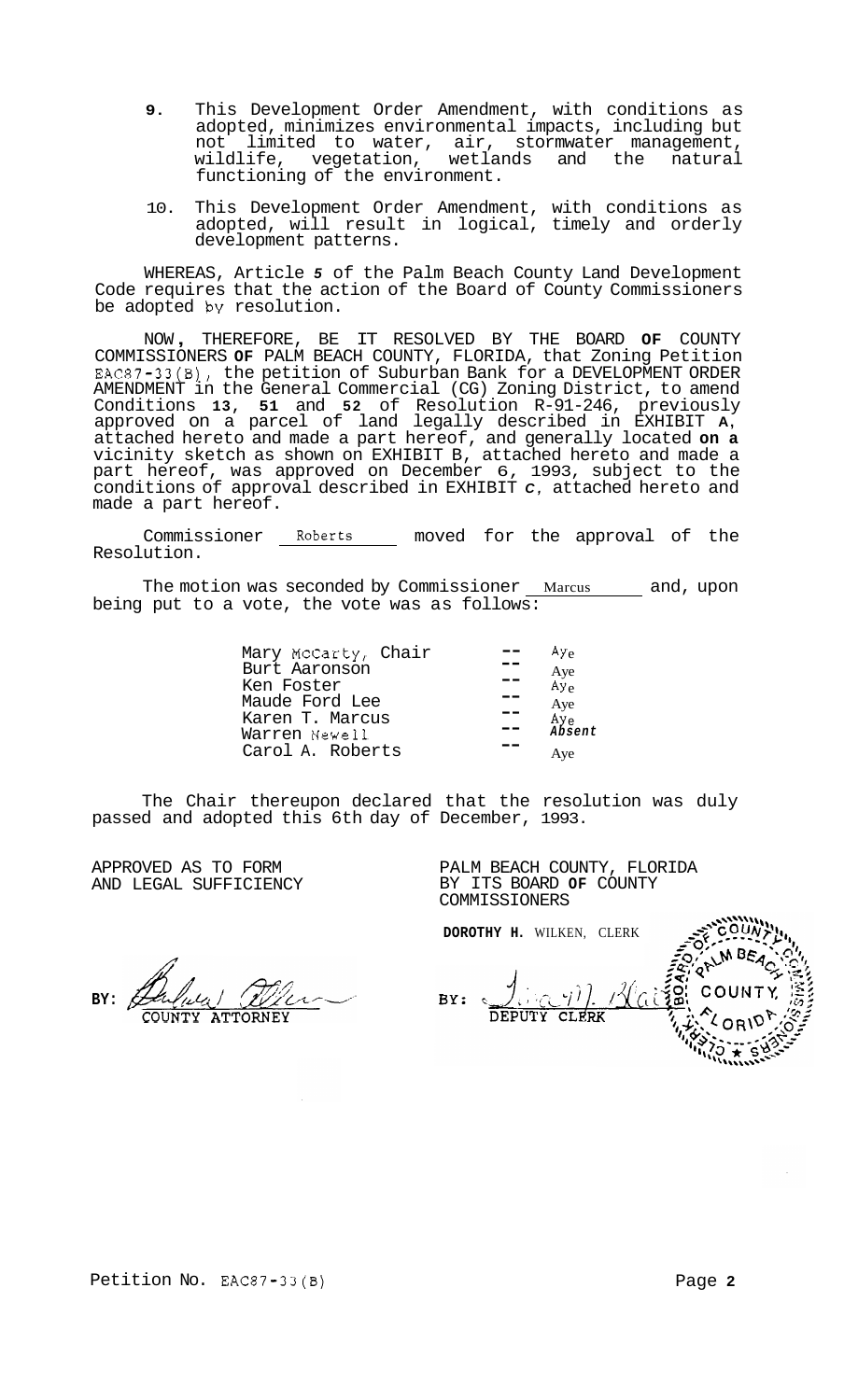9. This Development Order Amendment, with conditions as adopted, minimizes environmental impacts, including but not limited to water, air, stormwater management, wildlife, vegetation, wetlands and the natural functioning of the environment.

10. This Development Order Amendment, with conditions as adopted, will result in logical, timely and orderly development patterns.

WHEREAS, Article 5 of the Palm Beach County Land Development Code requires that the action of the Board of County Commissioners be adopted by resolution.

NOW, THEREFORE, BE IT RESOLVED BY THE BOARD OF COUNTY COMMISSIONERS OF PALM BEACH COUNTY, FLORIDA, that Zoning Petition EAC87-33(B), the petition of Suburban Bank for a DEVELOPMENT ORDER AMENDMENT in the General Commercial (CG) Zoning District, to amend Conditions 13, 51 and 52 of Resolution R-91-246, previously approved on a parcel of land legally described in EXHIBIT A, attached hereto and made a part hereof, and generally located on a vicinity sketch as shown on EXHIBIT B, attached hereto and made a part hereof, was approved on December 6, 1993, subject to the conditions of approval described in EXHIBIT C, attached hereto and made a part hereof.

Commissioner Roberts moved for the approval of the Resolution.

The motion was seconded by Commissioner Marcus and, upon being put to a vote, the vote was as follows:

| | | |
|---|---|---|
| Mary McCarty, Chair | -- | Aye |
| Burt Aaronson | -- | Aye |
| Ken Foster | -- | Aye |
| Maude Ford Lee | -- | Aye |
| Karen T. Marcus | -- | Aye |
| Warren Newell | -- | Absent |
| Carol A. Roberts | -- | Aye |

The Chair thereupon declared that the resolution was duly passed and adopted this 6th day of December, 1993.

APPROVED AS TO FORM AND LEGAL SUFFICIENCY

BY: COUNTY ATTORNEY

PALM BEACH COUNTY, FLORIDA BY ITS BOARD OF COUNTY COMMISSIONERS

DOROTHY H. WILKEN, CLERK

BY: DEPUTY CLERK

Petition No. EAC87-33(B)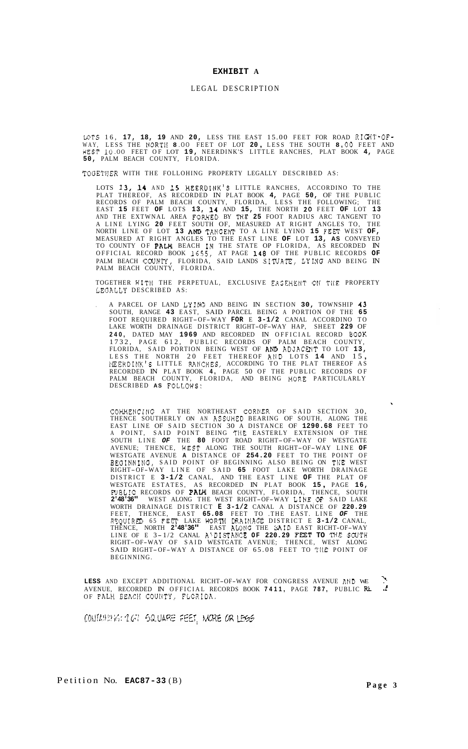# EXHIBIT A

## LEGAL DESCRIPTION

LOTS 16, **17, 18, 19** AND **20,** LESS THE EAST 15.00 FEET FOR ROAD RIGHT-OF-WAY, LESS THE NORTH **8**.00 FEET OF LOT **20,** LESS THE SOUTH **8**,00 FEET AND WEST 10.00 FEET OF LOT **19,** NEERDINK'S LITTLE RANCHES, PLAT BOOK **4,** PAGE **50,** PALM BEACH COUNTY, FLORIDA.

TOGETHER WITH THE FOLLOHING PROPERTY LEGALLY DESCRIBED AS:

LOTS **13, 14** AND **15** NEERDINK'S LITTLE RANCHES, ACCORDINO TO THE PLAT THEREOF, AS RECORDED IN PLAT BOOK **4,** PAGE **50,** OF THE PUBLIC RECORDS OF PALM BEACH COUNTY, FLORIDA, LESS THE FOLLOWING; THE EAST **15** FEET **OF** LOTS **13, 14** AND **15,** THE NORTH **20** FEET **OF** LOT **13** AND THE EXTWNAL AREA FORMED BY THE **25** FOOT RADIUS ARC TANGENT TO A LINE LYING **20** FEET SOUTH OF, MEASURED AT RIGHT ANGLES TO, THE NORTH LINE OF LOT **13 AND** TANGENT TO A LINE LYINO **15** FEET WEST **OF,** MEASURED AT RIGHT ANGLES TO THE EAST LINE **OF** LOT **13, AS** CONVEYED TO COUNTY OF **PALM** BEACH IN THE STATE OP FLORIDA, AS RECORDED IN OFFICIAL RECORD BOOK 1655, AT PAGE **148** OF THE PUBLIC RECORDS **OF** PALM BEACH COUNTY, FLORIDA, SAID LANDS SITUATE, LYING AND BEING IN PALM BEACH COUNTY, FLORIDA.

TOGETHER WITH THE PERPETUAL, EXCLUSIVE EASEMENT ON THE PROPERTY LEGALLY DESCRIBED AS:

A PARCEL OF LAND LYING AND BEING IN SECTION **30,** TOWNSHIP **43** SOUTH, RANGE **43** EAST, SAID PARCEL BEING A PORTION OF THE **65** FOOT REQUIRED RIGHT–OF–WAY **FOR** E **3-1/2** CANAL ACCORDINO TO LAKE WORTH DRAINAGE DISTRICT RIGHT–OF–WAY HAP, SHEET **229** OF **240,** DATED MAY **1969** AND RECORDED IN OFFICIAL RECORD BOOK 1732, PAGE 612, PUBLIC RECORDS OF PALM BEACH COUNTY, FLORIDA, SAID PORTION BEING WEST OF AND ADJACENT TO LOT **13,** LESS THE NORTH 20 FEET THEREOF AND LOTS **14** AND 15, NEERDINK'S LITTLE RANCHES, ACCORDING TO THE PLAT THEREOF AS RECORDED IN PLAT BOOK **4,** PAGE 50 OF THE PUBLIC RECORDS OF PALM BEACH COUNTY, FLORIDA, AND BEING MORE PARTICULARLY DESCRIBED **AS** FOLLOWS:

COMMENCING AT THE NORTHEAST CORNER OF SAID SECTION 30, THENCE SOUTHERLY ON AN ASSUMED BEARING OF SOUTH, ALONG THE EAST LINE OF SAID SECTION 30 A DISTANCE OF **1290.68** FEET TO A POINT, SAID POINT BEING THE EASTERLY EXTENSION OF THE SOUTH LINE ***OF*** THE **80** FOOT ROAD RIGHT–OF–WAY OF WESTGATE AVENUE; THENCE, WEST ALONG THE SOUTH RIGHT–OF–WAY LINE **OF** WESTGATE AVENUE **A** DISTANCE OF **254.20** FEET TO THE POINT OF BEGINNING, SAID POINT OF BEGINNING ALSO BEING ON THE WEST RIGHT–OF–WAY LINE OF SAID **65** FOOT LAKE WORTH DRAINAGE DISTRICT E **3-1/2** CANAL, AND THE EAST LINE **OF** THE PLAT OF WESTGATE ESTATES, AS RECORDED IN PLAT BOOK **15,** PAGE **16,** PUBLIC RECORDS OF **PALM** BEACH COUNTY, FLORIDA, THENCE, SOUTH **2'48'36"** WEST ALONG THE WEST RIGHT–OF–WAY LINE OF SAID LAKE WORTH DRAINAGE DISTRICT **E 3-1/2** CANAL A DISTANCE OF **220.29** FEET, THENCE, EAST **65.08** FEET TO .THE EAST. LINE ***OF*** THE REQUIRED 65 FEET LAKE WORTH DRAINAGE DISTRICT E **3-1/2** CANAL, THENCE, NORTH **2'48'36"** EAST ALONG THE SAID EAST RICHT–OF–WAY LINE OF E 3-1/2 CANAL A DISTANCE **OF 220.29 FEET TO** THE SOUTH RIGHT–OF–WAY OF SAID WESTGATE AVENUE; THENCE, WEST ALONG SAID RIGHT–OF–WAY A DISTANCE OF 65.08 FEET TO THE POINT OF BEGINNING.

**LESS** AND EXCEPT ADDITIONAL RICHT–OF–WAY FOR CONGRESS AVENUE AND WE AVENUE, RECORDED IN OFFICIAL RECORDS BOOK **7411,** PAGE **787,** PUBLIC RE OF PALM BEACH COUNTY, FLORIDA.

CONTAINING: 1.67 SQUARE FEET, MORE OR LESS

Petition No. **EAC87-33** (B)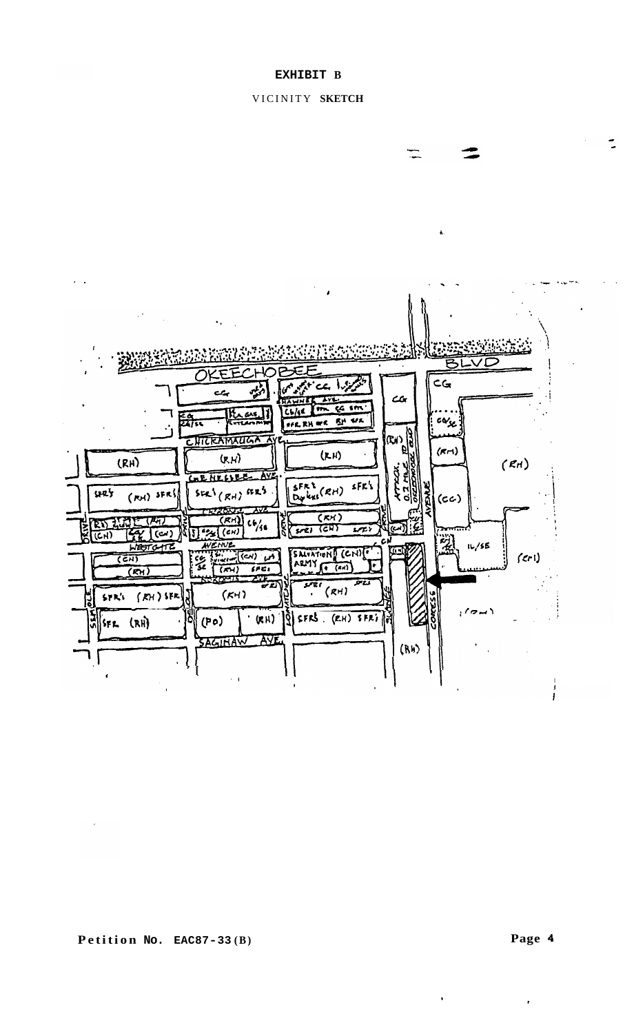**EXHIBIT B**

VICINITY **SKETCH**

Petition No. EAC87-33(B)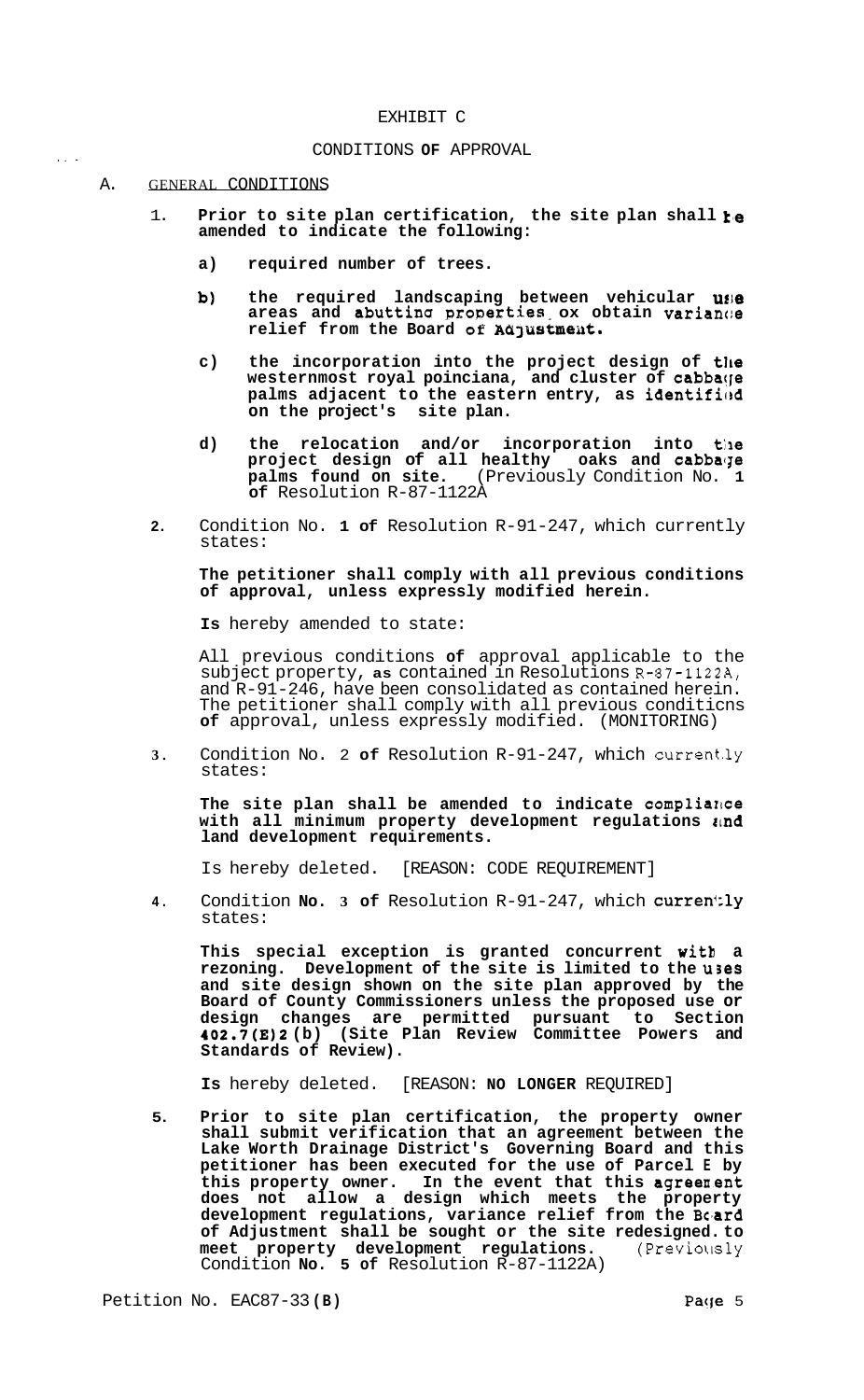EXHIBIT C

CONDITIONS OF APPROVAL

A. GENERAL CONDITIONS

1. **Prior to site plan certification, the site plan shall be amended to indicate the following:**

   a) **required number of trees.**

   b) **the required landscaping between vehicular use areas and abutting properties ox obtain variance relief from the Board of Adjustment.**

   c) **the incorporation into the project design of the westernmost royal poinciana, and cluster of cabbage palms adjacent to the eastern entry, as identified on the project's site plan.**

   d) **the relocation and/or incorporation into the project design of all healthy oaks and cabbage palms found on site.** (Previously Condition No. 1 of Resolution R-87-1122A

2. Condition No. 1 of Resolution R-91-247, which currently states:

   **The petitioner shall comply with all previous conditions of approval, unless expressly modified herein.**

   Is hereby amended to state:

   All previous conditions of approval applicable to the subject property, as contained in Resolutions R-87-1122A, and R-91-246, have been consolidated as contained herein. The petitioner shall comply with all previous conditicns of approval, unless expressly modified. (MONITORING)

3. Condition No. 2 of Resolution R-91-247, which currently states:

   **The site plan shall be amended to indicate compliance with all minimum property development regulations and land development requirements.**

   Is hereby deleted. [REASON: CODE REQUIREMENT]

4. Condition No. 3 of Resolution R-91-247, which currently states:

   **This special exception is granted concurrent with a rezoning. Development of the site is limited to the uses and site design shown on the site plan approved by the Board of County Commissioners unless the proposed use or design changes are permitted pursuant to Section 402.7(E)2(b) (Site Plan Review Committee Powers and Standards of Review).**

   Is hereby deleted. [REASON: NO LONGER REQUIRED]

5. **Prior to site plan certification, the property owner shall submit verification that an agreement between the Lake Worth Drainage District's Governing Board and this petitioner has been executed for the use of Parcel E by this property owner. In the event that this agreement does not allow a design which meets the property development regulations, variance relief from the Board of Adjustment shall be sought or the site redesigned to meet property development regulations.** (Previously Condition No. 5 of Resolution R-87-1122A)

Petition No. EAC87-33(B)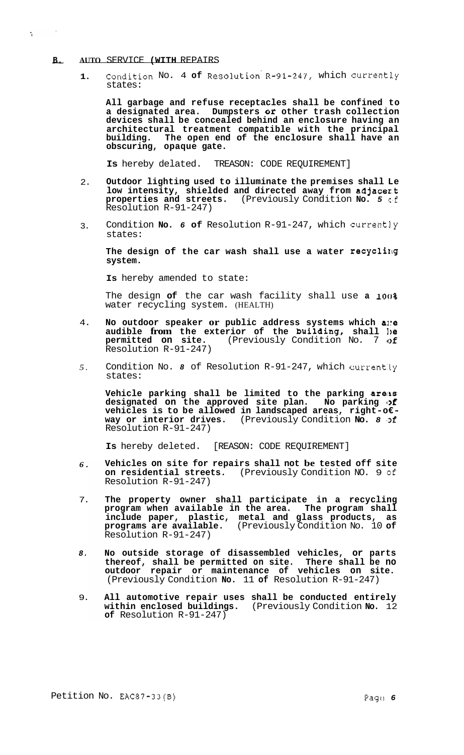## B. AUTO SERVICE (WITH REPAIRS

1. Condition No. 4 **of** Resolution R-91-247, which currently states:

   **All garbage and refuse receptacles shall be confined to a designated area. Dumpsters or other trash collection devices shall be concealed behind an enclosure having an architectural treatment compatible with the principal building. The open end of the enclosure shall have an obscuring, opaque gate.**

   **Is** hereby delated. TREASON: CODE REQUIREMENT]

2. **Outdoor lighting used to illuminate the premises shall Le low intensity, shielded and directed away from adjacent properties and streets.** (Previously Condition **No.** *5* of Resolution R-91-247)

3. Condition **No.** *6* **of** Resolution R-91-247, which currently states:

   **The design of the car wash shall use a water recycling system.**

   **Is** hereby amended to state:

   The design **of** the car wash facility shall use **a 100%** water recycling system. (HEALTH)

4. **No outdoor speaker or public address systems which are audible from the exterior of the building, shall be permitted on site.** (Previously Condition No. 7 **of** Resolution R-91-247)

5. Condition No. *8* of Resolution R-91-247, which currently states:

   **Vehicle parking shall be limited to the parking areas designated on the approved site plan. No parking of vehicles is to be allowed in landscaped areas, right-o€-way or interior drives.** (Previously Condition **No.** *8* of Resolution R-91-247)

   **Is** hereby deleted. [REASON: CODE REQUIREMENT]

6. **Vehicles on site for repairs shall not be tested off site on residential streets.** (Previously Condition NO. 9 of Resolution R-91-247)

7. **The property owner shall participate in a recycling program when available in the area. The program shall include paper, plastic, metal and glass products, as programs are available.** (Previously Condition No. 10 **of** Resolution R-91-247)

8. **No outside storage of disassembled vehicles, or parts thereof, shall be permitted on site. There shall be no outdoor repair or maintenance of vehicles on site.** (Previously Condition **No.** 11 **of** Resolution R-91-247)

9. **All automotive repair uses shall be conducted entirely within enclosed buildings.** (Previously Condition **No.** 12 **of** Resolution R-91-247)

Petition No. EAC87-33(B)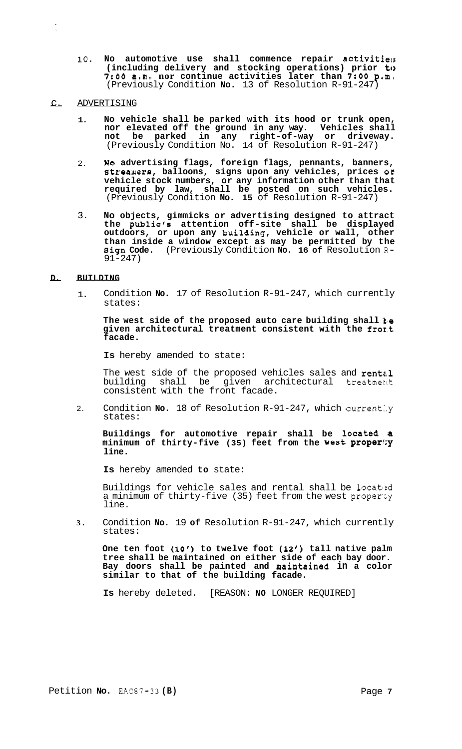10. **No automotive use shall commence repair activities (including delivery and stocking operations) prior to 7:00 a.m. nor continue activities later than 7:00 p.m.** (Previously Condition **No.** 13 of Resolution R-91-247)

## C. ADVERTISING

1. **No vehicle shall be parked with its hood or trunk open, nor elevated off the ground in any way. Vehicles shall not be parked in any right-of-way or driveway.** (Previously Condition No. 14 of Resolution R-91-247)

2. **No advertising flags, foreign flags, pennants, banners, streamers, balloons, signs upon any vehicles, prices or vehicle stock numbers, or any information other than that required by law, shall be posted on such vehicles.** (Previously Condition **No. 15** of Resolution R-91-247)

3. **No objects, gimmicks or advertising designed to attract the public's attention off-site shall be displayed outdoors, or upon any building, vehicle or wall, other than inside a window except as may be permitted by the Sign Code.** (Previously Condition **No. 16 of** Resolution R-91-247)

## D. BUILDING

1. Condition **No.** 17 of Resolution R-91-247, which currently states:

   **The west side of the proposed auto care building shall be given architectural treatment consistent with the front facade.**

   **Is** hereby amended to state:

   The west side of the proposed vehicles sales and rental building shall be given architectural treatment consistent with the front facade.

2. Condition **No.** 18 of Resolution R-91-247, which currently states:

   **Buildings for automotive repair shall be located a minimum of thirty-five (35) feet from the west property line.**

   **Is** hereby amended **to** state:

   Buildings for vehicle sales and rental shall be located a minimum of thirty-five (35) feet from the west property line.

3. Condition **No.** 19 **of** Resolution R-91-247, which currently states:

   **One ten foot (10') to twelve foot (12') tall native palm tree shall be maintained on either side of each bay door. Bay doors shall be painted and maintained in a color similar to that of the building facade.**

   **Is** hereby deleted. [REASON: **NO** LONGER REQUIRED]

Petition **No.** EAC87-33 **(B)**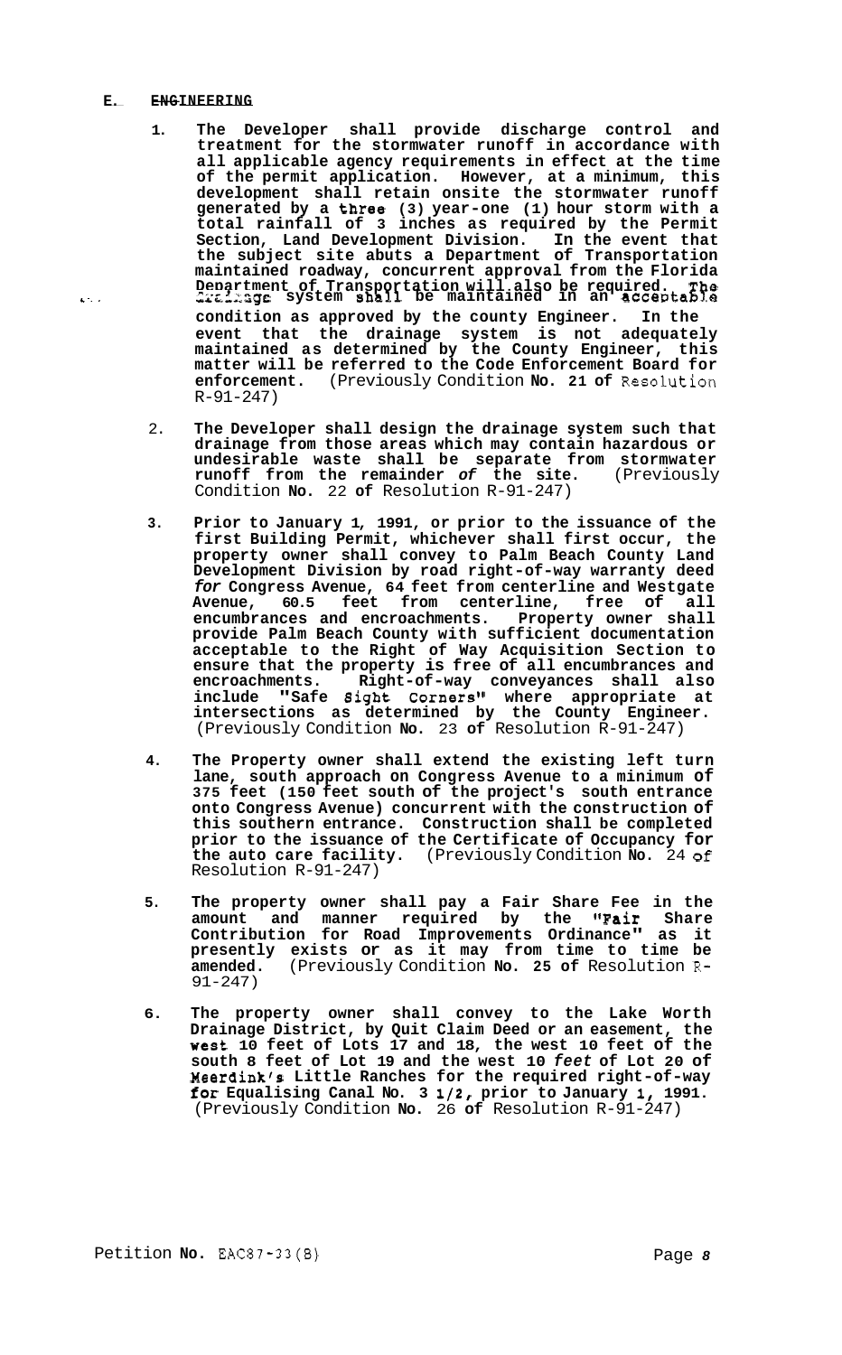## E. ENGINEERING

1. **The Developer shall provide discharge control and treatment for the stormwater runoff in accordance with all applicable agency requirements in effect at the time of the permit application. However, at a minimum, this development shall retain onsite the stormwater runoff generated by a three (3) year-one (1) hour storm with a total rainfall of 3 inches as required by the Permit Section, Land Development Division. In the event that the subject site abuts a Department of Transportation maintained roadway, concurrent approval from the Florida Department of Transportation will also be required. The drainage system shall be maintained in an acceptable condition as approved by the county Engineer. In the event that the drainage system is not adequately maintained as determined by the County Engineer, this matter will be referred to the Code Enforcement Board for enforcement.** (Previously Condition **No. 21 of** Resolution R-91-247)

2. **The Developer shall design the drainage system such that drainage from those areas which may contain hazardous or undesirable waste shall be separate from stormwater runoff from the remainder *of* the site.** (Previously Condition **No.** 22 **of** Resolution R-91-247)

3. **Prior to January 1, 1991, or prior to the issuance of the first Building Permit, whichever shall first occur, the property owner shall convey to Palm Beach County Land Development Division by road right-of-way warranty deed *for* Congress Avenue, 64 feet from centerline and Westgate Avenue, 60.5 feet from centerline, free of all encumbrances and encroachments. Property owner shall provide Palm Beach County with sufficient documentation acceptable to the Right of Way Acquisition Section to ensure that the property is free of all encumbrances and encroachments. Right-of-way conveyances shall also include "Safe Sight Corners" where appropriate at intersections as determined by the County Engineer.** (Previously Condition **No.** 23 **of** Resolution R-91-247)

4. **The Property owner shall extend the existing left turn lane, south approach on Congress Avenue to a minimum of 375 feet (150 feet south of the project's south entrance onto Congress Avenue) concurrent with the construction of this southern entrance. Construction shall be completed prior to the issuance of the Certificate of Occupancy for the auto care facility.** (Previously Condition **No.** 24 **of** Resolution R-91-247)

5. **The property owner shall pay a Fair Share Fee in the amount and manner required by the "Fair Share Contribution for Road Improvements Ordinance" as it presently exists or as it may from time to time be amended.** (Previously Condition **No. 25 of** Resolution R-91-247)

6. **The property owner shall convey to the Lake Worth Drainage District, by Quit Claim Deed or an easement, the west 10 feet of Lots 17 and 18, the west 10 feet of the south 8 feet of Lot 19 and the west 10 *feet* of Lot 20 of Meerdink's Little Ranches for the required right-of-way for Equalising Canal No. 3 1/2, prior to January 1, 1991.** (Previously Condition **No.** 26 **of** Resolution R-91-247)

Petition **No.** EAC87-33(B)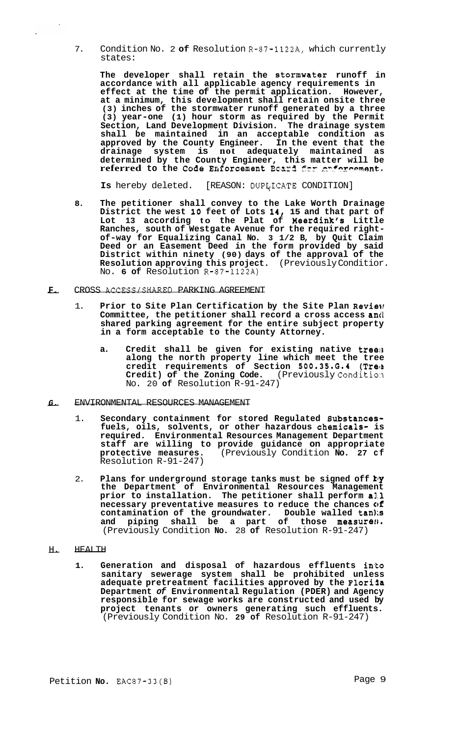7. Condition No. 2 **of** Resolution R-87-1122A, which currently states:

   **The developer shall retain the stormwater runoff in accordance with all applicable agency requirements in effect at the time of the permit application. However, at a minimum, this development shall retain onsite three (3) inches of the stormwater runoff generated by a three (3) year-one (1) hour storm as required by the Permit Section, Land Development Division. The drainage system shall be maintained in an acceptable condition as approved by the County Engineer. In the event that the drainage system is not adequately maintained as determined by the County Engineer, this matter will be referred to the Code Enforcement Board for enforcement.**

   **Is** hereby deleted. [REASON: DUPLICATE CONDITION]

8. **The petitioner shall convey to the Lake Worth Drainage District the west 10 feet of Lots 14, 15 and that part of Lot 13 according to the Plat of Meerdink's Little Ranches, south of Westgate Avenue for the required right-of-way for Equalizing Canal No. 3 1/2 B, by Quit Claim Deed or an Easement Deed in the form provided by said District within ninety (90) days of the approval of the Resolution approving this project.** (Previously Condition No. **6 of** Resolution R-87-1122A)

## F. CROSS ACCESS/SHARED PARKING AGREEMENT

1. **Prior to Site Plan Certification by the Site Plan Review Committee, the petitioner shall record a cross access and shared parking agreement for the entire subject property in a form acceptable to the County Attorney.**

   a. **Credit shall be given for existing native trees along the north property line which meet the tree credit requirements of Section 500.35.G.4 (Tree Credit) of the Zoning Code.** (Previously Condition No. 20 **of** Resolution R-91-247)

## G. ENVIRONMENTAL RESOURCES MANAGEMENT

1. **Secondary containment for stored Regulated Substances- fuels, oils, solvents, or other hazardous chemicals- is required. Environmental Resources Management Department staff are willing to provide guidance on appropriate protective measures.** (Previously Condition **No. 27 of** Resolution R-91-247)

2. **Plans for underground storage tanks must be signed off by the Department of Environmental Resources Management prior to installation. The petitioner shall perform all necessary preventative measures to reduce the chances of contamination of the groundwater. Double walled tanks and piping shall be a part of those measures.** (Previously Condition **No.** 28 **of** Resolution R-91-247)

## H. HEALTH

1. **Generation and disposal of hazardous effluents into sanitary sewerage system shall be prohibited unless adequate pretreatment facilities approved by the Florida Department *of* Environmental Regulation (PDER) and Agency responsible for sewage works are constructed and used by project tenants or owners generating such effluents.** (Previously Condition No. **29 of** Resolution R-91-247)

Petition **No.** EAC87-33(B)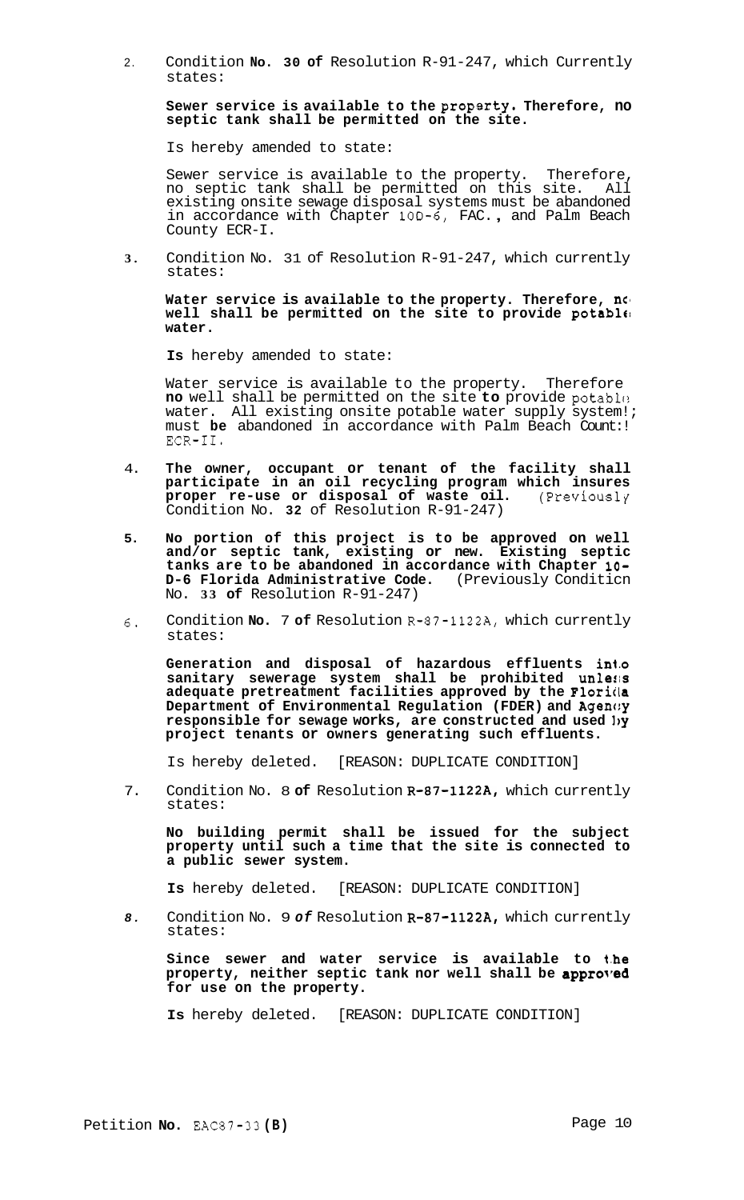2. Condition **No. 30 of** Resolution R-91-247, which Currently states:

   **Sewer service is available to the property. Therefore, no septic tank shall be permitted on the site.**

   Is hereby amended to state:

   Sewer service is available to the property. Therefore, no septic tank shall be permitted on this site. All existing onsite sewage disposal systems must be abandoned in accordance with Chapter 10D-6, FAC., and Palm Beach County ECR-I.

3. Condition No. 31 of Resolution R-91-247, which currently states:

   **Water service is available to the property. Therefore, no well shall be permitted on the site to provide potable water.**

   **Is** hereby amended to state:

   Water service is available to the property. Therefore **no** well shall be permitted on the site **to** provide potable water. All existing onsite potable water supply system!; must **be** abandoned in accordance with Palm Beach Count:! ECR-II.

4. **The owner, occupant or tenant of the facility shall participate in an oil recycling program which insures proper re-use or disposal of waste oil.** (Previously Condition No. **32** of Resolution R-91-247)

5. **No portion of this project is to be approved on well and/or septic tank, existing or new. Existing septic tanks are to be abandoned in accordance with Chapter 10-D-6 Florida Administrative Code.** (Previously Conditicn No. **33 of** Resolution R-91-247)

6. Condition **No.** 7 **of** Resolution R-87-1122A, which currently states:

   **Generation and disposal of hazardous effluents into sanitary sewerage system shall be prohibited unless adequate pretreatment facilities approved by the Florida Department of Environmental Regulation (FDER) and Agency responsible for sewage works, are constructed and used by project tenants or owners generating such effluents.**

   Is hereby deleted. [REASON: DUPLICATE CONDITION]

7. Condition No. 8 **of** Resolution **R-87-1122A,** which currently states:

   **No building permit shall be issued for the subject property until such a time that the site is connected to a public sewer system.**

   **Is** hereby deleted. [REASON: DUPLICATE CONDITION]

8. Condition No. 9 ***of*** Resolution **R-87-1122A,** which currently states:

   **Since sewer and water service is available to the property, neither septic tank nor well shall be approved for use on the property.**

   **Is** hereby deleted. [REASON: DUPLICATE CONDITION]

Petition **No.** EAC87-33 **(B)**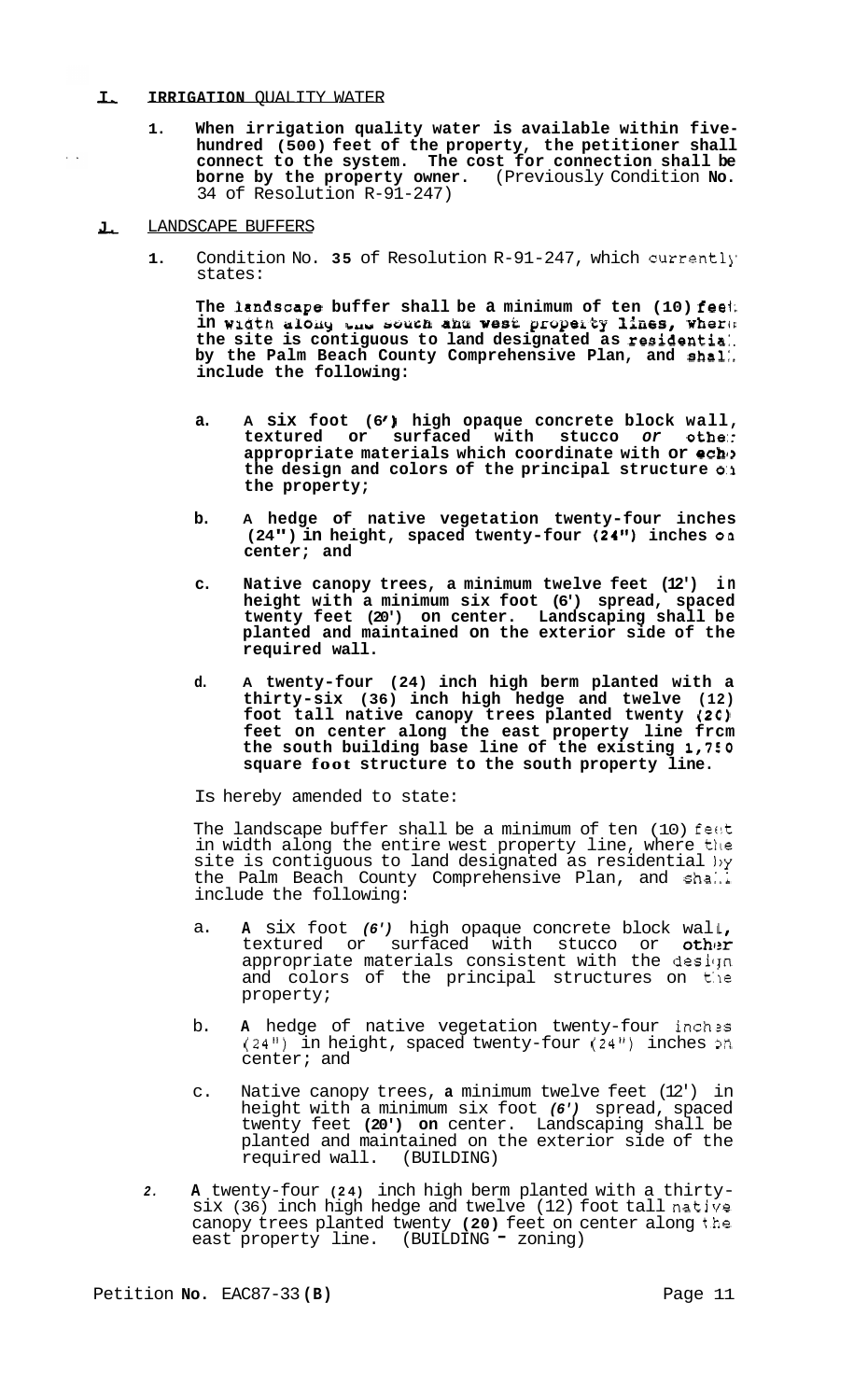## I. IRRIGATION QUALITY WATER

1. **When irrigation quality water is available within five-hundred (500) feet of the property, the petitioner shall connect to the system. The cost for connection shall be borne by the property owner.** (Previously Condition No. 34 of Resolution R-91-247)

## J. LANDSCAPE BUFFERS

1. Condition No. 35 of Resolution R-91-247, which currently states:

   **The landscape buffer shall be a minimum of ten (10) feet in width along the south and west property lines, where the site is contiguous to land designated as residential by the Palm Beach County Comprehensive Plan, and shall include the following:**

   a. **A six foot (6') high opaque concrete block wall, textured or surfaced with stucco or other appropriate materials which coordinate with or echo the design and colors of the principal structure on the property;**

   b. **A hedge of native vegetation twenty-four inches (24") in height, spaced twenty-four (24") inches on center; and**

   c. **Native canopy trees, a minimum twelve feet (12') in height with a minimum six foot (6') spread, spaced twenty feet (20') on center. Landscaping shall be planted and maintained on the exterior side of the required wall.**

   d. **A twenty-four (24) inch high berm planted with a thirty-six (36) inch high hedge and twelve (12) foot tall native canopy trees planted twenty (20) feet on center along the east property line from the south building base line of the existing 1,750 square foot structure to the south property line.**

   Is hereby amended to state:

   The landscape buffer shall be a minimum of ten (10) feet in width along the entire west property line, where the site is contiguous to land designated as residential by the Palm Beach County Comprehensive Plan, and shall include the following:

   a. A six foot *(6')* high opaque concrete block wall, textured or surfaced with stucco or other appropriate materials consistent with the design and colors of the principal structures on the property;

   b. A hedge of native vegetation twenty-four inches (24") in height, spaced twenty-four (24") inches on center; and

   c. Native canopy trees, a minimum twelve feet (12') in height with a minimum six foot *(6')* spread, spaced twenty feet (20') on center. Landscaping shall be planted and maintained on the exterior side of the required wall. (BUILDING)

2. A twenty-four (24) inch high berm planted with a thirty-six (36) inch high hedge and twelve (12) foot tall native canopy trees planted twenty (20) feet on center along the east property line. (BUILDING - zoning)

Petition No. EAC87-33(B)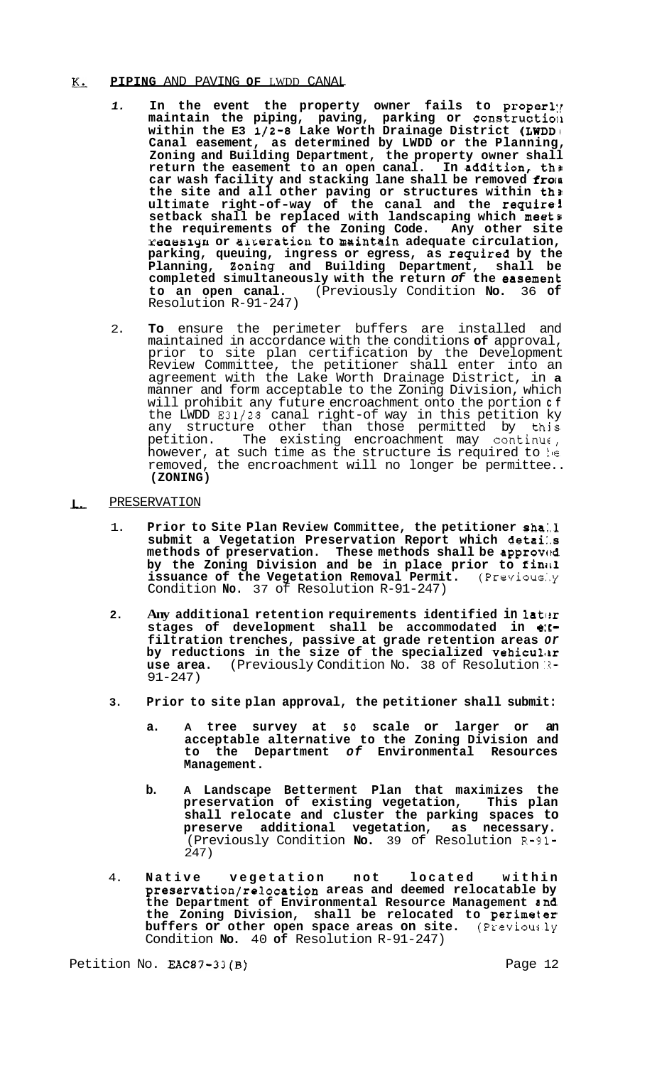## K. PIPING AND PAVING OF LWDD CANAL

1. **In the event the property owner fails to properly maintain the piping, paving, parking or construction within the E3 1/2-8 Lake Worth Drainage District (LWDD) Canal easement, as determined by LWDD or the Planning, Zoning and Building Department, the property owner shall return the easement to an open canal. In addition, the car wash facility and stacking lane shall be removed from the site and all other paving or structures within the ultimate right-of-way of the canal and the required setback shall be replaced with landscaping which meets the requirements of the Zoning Code. Any other site redesign or alteration to maintain adequate circulation, parking, queuing, ingress or egress, as required by the Planning, Zoning and Building Department, shall be completed simultaneously with the return of the easement to an open canal.** (Previously Condition **No.** 36 **of** Resolution R-91-247)

2. **To** ensure the perimeter buffers are installed and maintained in accordance with the conditions **of** approval, prior to site plan certification by the Development Review Committee, the petitioner shall enter into an agreement with the Lake Worth Drainage District, in **a** manner and form acceptable to the Zoning Division, which will prohibit any future encroachment onto the portion of the LWDD E31/28 canal right-of way in this petition by any structure other than those permitted by this petition. The existing encroachment may continue, however, at such time as the structure is required to be removed, the encroachment will no longer be permitted. **(ZONING)**

## L. PRESERVATION

1. **Prior to Site Plan Review Committee, the petitioner shall submit a Vegetation Preservation Report which details methods of preservation. These methods shall be approved by the Zoning Division and be in place prior to final issuance of the Vegetation Removal Permit.** (Previously Condition **No.** 37 of Resolution R-91-247)

2. **Any additional retention requirements identified in later stages of development shall be accommodated in ex-filtration trenches, passive at grade retention areas or by reductions in the size of the specialized vehicular use area.** (Previously Condition No. 38 of Resolution R-91-247)

3. **Prior to site plan approval, the petitioner shall submit:**

   a. **A tree survey at 50 scale or larger or an acceptable alternative to the Zoning Division and to the Department of Environmental Resources Management.**

   b. **A Landscape Betterment Plan that maximizes the preservation of existing vegetation, This plan shall relocate and cluster the parking spaces to preserve additional vegetation, as necessary.** (Previously Condition **No.** 39 of Resolution R-91-247)

4. **Native vegetation not located within preservation/relocation areas and deemed relocatable by the Department of Environmental Resource Management and the Zoning Division, shall be relocated to perimeter buffers or other open space areas on site.** (Previously Condition **No.** 40 **of** Resolution R-91-247)

Petition No. EAC87-33(B)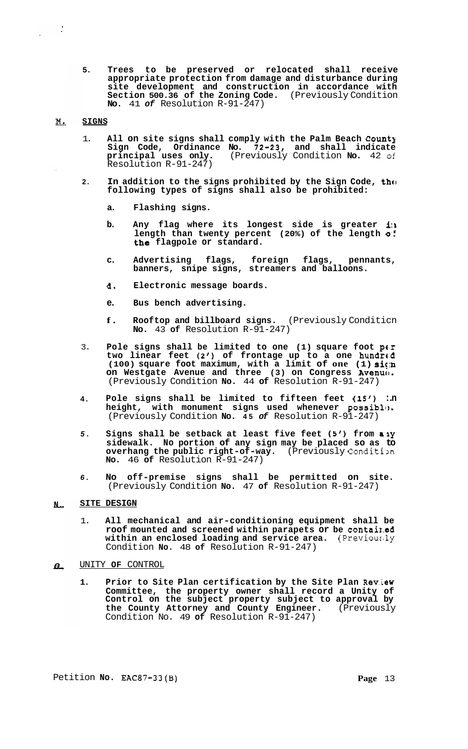5. **Trees to be preserved or relocated shall receive appropriate protection from damage and disturbance during site development and construction in accordance with Section 500.36 of the Zoning Code.** (Previously Condition **No.** 41 ***of*** Resolution R-91-247)

**M. SIGNS**

1. **All on site signs shall comply with the Palm Beach County Sign Code, Ordinance No. 72-23, and shall indicate principal uses only.** (Previously Condition **No.** 42 of Resolution R-91-247)

2. **In addition to the signs prohibited by the Sign Code, the following types of signs shall also be prohibited:**

   a. **Flashing signs.**

   b. **Any flag where its longest side is greater in length than twenty percent (20%) of the length of the flagpole or standard.**

   c. **Advertising flags, foreign flags, pennants, banners, snipe signs, streamers and balloons.**

   d. **Electronic message boards.**

   e. **Bus bench advertising.**

   f. **Rooftop and billboard signs.** (Previously Condition **No.** 43 **of** Resolution R-91-247)

3. **Pole signs shall be limited to one (1) square foot per two linear feet (2') of frontage up to a one hundred (100) square foot maximum, with a limit of one (1) sign on Westgate Avenue and three (3) on Congress Avenue.** (Previously Condition **No.** 44 **of** Resolution R-91-247)

4. **Pole signs shall be limited to fifteen feet (15') in height, with monument signs used whenever possible.** (Previously Condition **No. 45** ***of*** Resolution R-91-247)

5. **Signs shall be setback at least five feet (5') from any sidewalk. No portion of any sign may be placed so as to overhang the public right-of-way.** (Previously Condition **No.** 46 **of** Resolution R-91-247)

6. **No off-premise signs shall be permitted on site.** (Previously Condition **No.** 47 **of** Resolution R-91-247)

**N. SITE DESIGN**

1. **All mechanical and air-conditioning equipment shall be roof mounted and screened within parapets or be contained within an enclosed loading and service area.** (Previously Condition **No.** 48 **of** Resolution R-91-247)

**O.** UNITY **OF** CONTROL

1. **Prior to Site Plan certification by the Site Plan Review Committee, the property owner shall record a Unity of Control on the subject property subject to approval by the County Attorney and County Engineer.** (Previously Condition No. 49 **of** Resolution R-91-247)

Petition **No.** EAC87-33(B)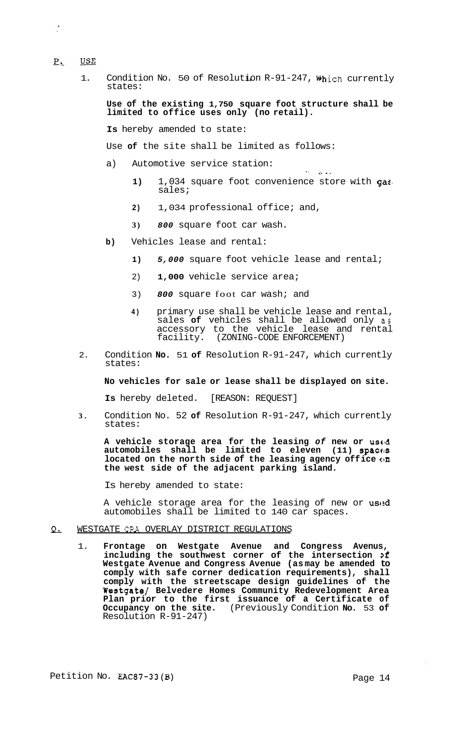## P. USE

1. Condition No. 50 of Resolution R-91-247, which currently states:

   **Use of the existing 1,750 square foot structure shall be limited to office uses only (no retail).**

   **Is** hereby amended to state:

   Use **of** the site shall be limited as follows:

   a) Automotive service station:

      1) 1,034 square foot convenience store with gas sales;

      2) 1,034 professional office; and,

      3) *800* square foot car wash.

   **b)** Vehicles lease and rental:

      1) *5,000* square foot vehicle lease and rental;

      2) **1,000** vehicle service area;

      3) *800* square foot car wash; and

      4) primary use shall be vehicle lease and rental, sales **of** vehicles shall be allowed only as accessory to the vehicle lease and rental facility. (ZONING-CODE ENFORCEMENT)

2. Condition **No.** 51 **of** Resolution R-91-247, which currently states:

   **No vehicles for sale or lease shall be displayed on site.**

   **Is** hereby deleted. [REASON: REQUEST]

3. Condition No. 52 **of** Resolution R-91-247, which currently states:

   **A vehicle storage area for the leasing *of* new or used automobiles shall be limited to eleven (11) spaces located on the north side of the leasing agency office on the west side of the adjacent parking island.**

   Is hereby amended to state:

   A vehicle storage area for the leasing of new or used automobiles shall be limited to 140 car spaces.

## Q. WESTGATE CRA OVERLAY DISTRICT REGULATIONS

1. **Frontage on Westgate Avenue and Congress Avenus, including the southwest corner of the intersection of Westgate Avenue and Congress Avenue (as may be amended to comply with safe corner dedication requirements), shall comply with the streetscape design guidelines of the Westgate/ Belvedere Homes Community Redevelopment Area Plan prior to the first issuance of a Certificate of Occupancy on the site.** (Previously Condition **No.** 53 **of** Resolution R-91-247)

Petition No. EAC87-33(B)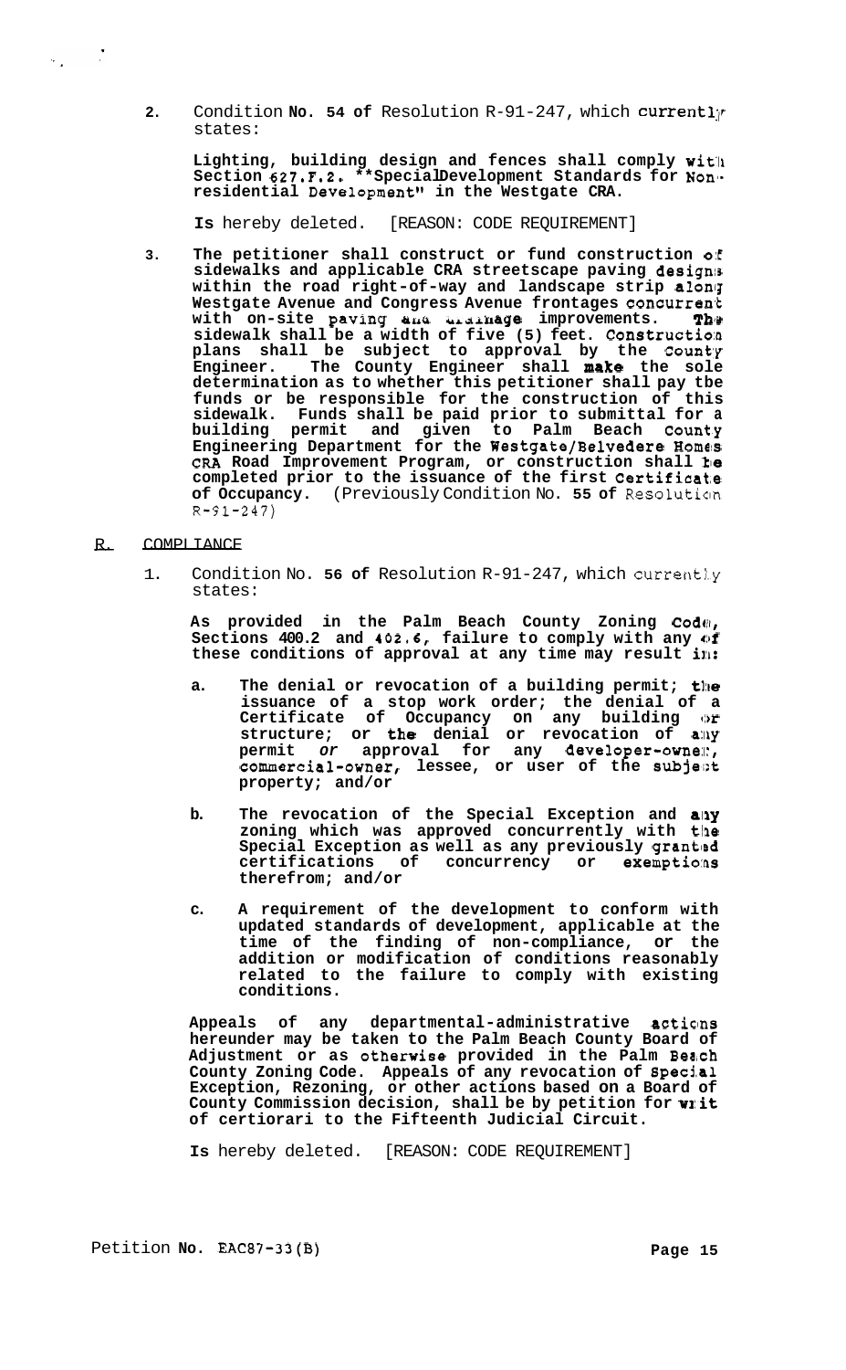2. Condition **No. 54 of** Resolution R-91-247, which currently states:

   **Lighting, building design and fences shall comply with Section 627.F.2. "Special Development Standards for Non-residential Development" in the Westgate CRA.**

   **Is** hereby deleted. [REASON: CODE REQUIREMENT]

3. **The petitioner shall construct or fund construction of sidewalks and applicable CRA streetscape paving designs within the road right-of-way and landscape strip along Westgate Avenue and Congress Avenue frontages concurrent with on-site paving and drainage improvements. The sidewalk shall be a width of five (5) feet. Construction plans shall be subject to approval by the County Engineer. The County Engineer shall make the sole determination as to whether this petitioner shall pay the funds or be responsible for the construction of this sidewalk. Funds shall be paid prior to submittal for a building permit and given to Palm Beach County Engineering Department for the Westgate/Belvedere Homes CRA Road Improvement Program, or construction shall be completed prior to the issuance of the first Certificate of Occupancy.** (Previously Condition No. **55 of** Resolution R-91-247)

## R. COMPLIANCE

1. Condition No. **56 of** Resolution R-91-247, which currently states:

   **As provided in the Palm Beach County Zoning Code, Sections 400.2 and 402.6, failure to comply with any of these conditions of approval at any time may result in:**

   a. **The denial or revocation of a building permit; the issuance of a stop work order; the denial of a Certificate of Occupancy on any building or structure; or the denial or revocation of any permit** *or* **approval for any developer-owner, commercial-owner, lessee, or user of the subject property; and/or**

   b. **The revocation of the Special Exception and any zoning which was approved concurrently with the Special Exception as well as any previously granted certifications of concurrency or exemptions therefrom; and/or**

   c. **A requirement of the development to conform with updated standards of development, applicable at the time of the finding of non-compliance, or the addition or modification of conditions reasonably related to the failure to comply with existing conditions.**

   **Appeals of any departmental-administrative actions hereunder may be taken to the Palm Beach County Board of Adjustment or as otherwise provided in the Palm Beach County Zoning Code. Appeals of any revocation of Special Exception, Rezoning, or other actions based on a Board of County Commission decision, shall be by petition for writ of certiorari to the Fifteenth Judicial Circuit.**

   **Is** hereby deleted. [REASON: CODE REQUIREMENT]

Petition **No.** EAC87-33(B)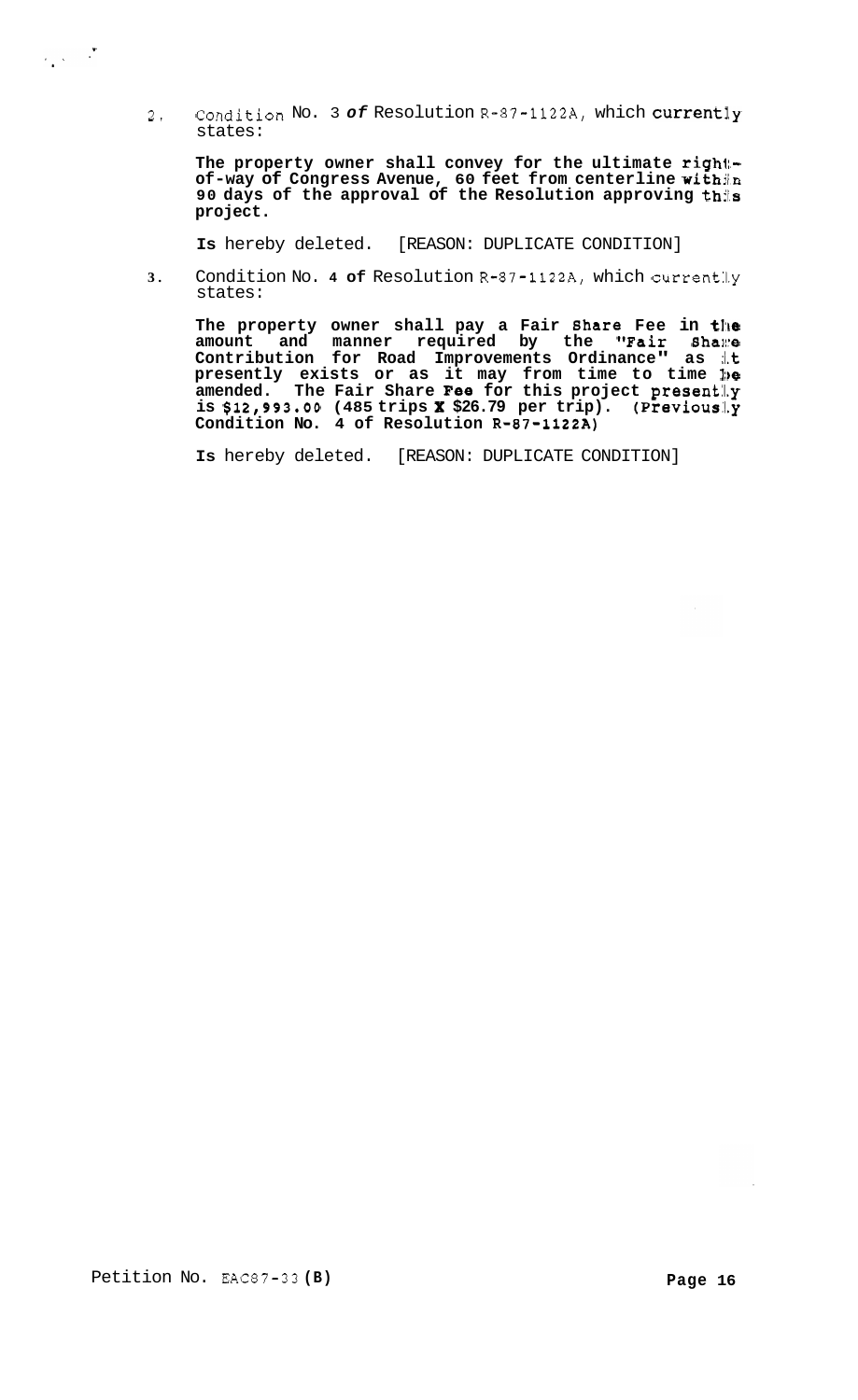2. Condition No. 3 *of* Resolution R-87-1122A, which currently states:

 **The property owner shall convey for the ultimate right-of-way of Congress Avenue, 60 feet from centerline within 90 days of the approval of the Resolution approving this project.**

 **Is** hereby deleted. [REASON: DUPLICATE CONDITION]

3. Condition No. **4 of** Resolution R-87-1122A, which currently states:

 **The property owner shall pay a Fair Share Fee in the amount and manner required by the "Fair Share Contribution for Road Improvements Ordinance" as it presently exists or as it may from time to time be amended. The Fair Share Fee for this project presently is $12,993.00 (485 trips X $26.79 per trip). (Previously Condition No. 4 of Resolution R-87-1122A)**

 **Is** hereby deleted. [REASON: DUPLICATE CONDITION]

Petition No. EAC87-33 **(B)**